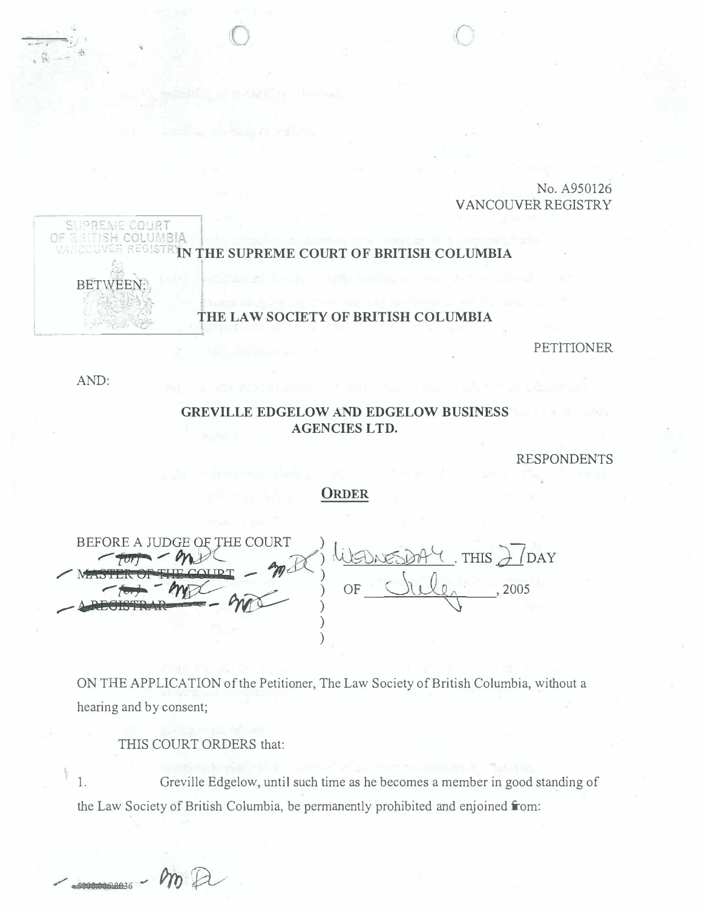No. A950126
VANCOUVER REGISTRY

IN THE SUPREME COURT OF BRITISH COLUMBIA

BETWEEN:

THE LAW SOCIETY OF BRITISH COLUMBIA

PETITIONER

AND:

GREVILLE EDGELOW AND EDGELOW BUSINESS AGENCIES LTD.

RESPONDENTS

## ORDER

| | |
|---|---|
| BEFORE A JUDGE OF THE COURT | ) WEDNESDAY, THIS 27 DAY |
| ~~MASTER OF THE COURT~~ | ) OF July, 2005 |
| ~~A REGISTRAR~~ | ) |

ON THE APPLICATION of the Petitioner, The Law Society of British Columbia, without a hearing and by consent;

THIS COURT ORDERS that:

1. Greville Edgelow, until such time as he becomes a member in good standing of the Law Society of British Columbia, be permanently prohibited and enjoined from: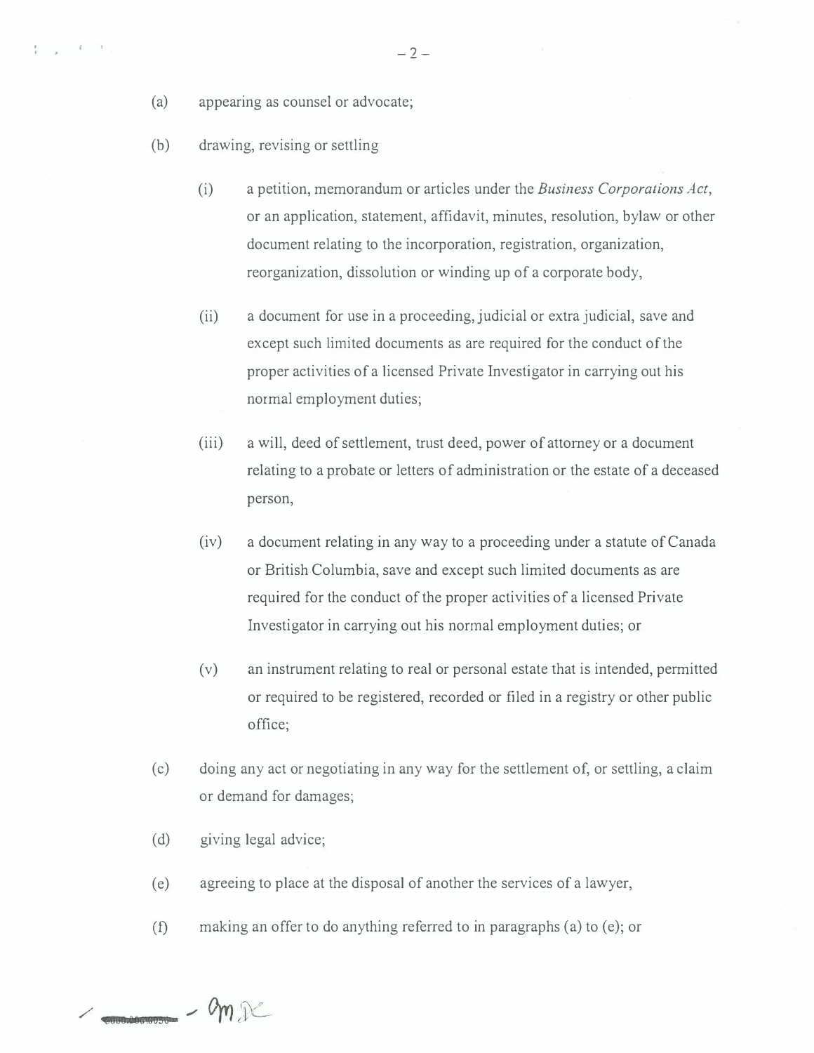(a) appearing as counsel or advocate;

(b) drawing, revising or settling

  (i) a petition, memorandum or articles under the *Business Corporations Act*, or an application, statement, affidavit, minutes, resolution, bylaw or other document relating to the incorporation, registration, organization, reorganization, dissolution or winding up of a corporate body,

  (ii) a document for use in a proceeding, judicial or extra judicial, save and except such limited documents as are required for the conduct of the proper activities of a licensed Private Investigator in carrying out his normal employment duties;

  (iii) a will, deed of settlement, trust deed, power of attorney or a document relating to a probate or letters of administration or the estate of a deceased person,

  (iv) a document relating in any way to a proceeding under a statute of Canada or British Columbia, save and except such limited documents as are required for the conduct of the proper activities of a licensed Private Investigator in carrying out his normal employment duties; or

  (v) an instrument relating to real or personal estate that is intended, permitted or required to be registered, recorded or filed in a registry or other public office;

(c) doing any act or negotiating in any way for the settlement of, or settling, a claim or demand for damages;

(d) giving legal advice;

(e) agreeing to place at the disposal of another the services of a lawyer,

(f) making an offer to do anything referred to in paragraphs (a) to (e); or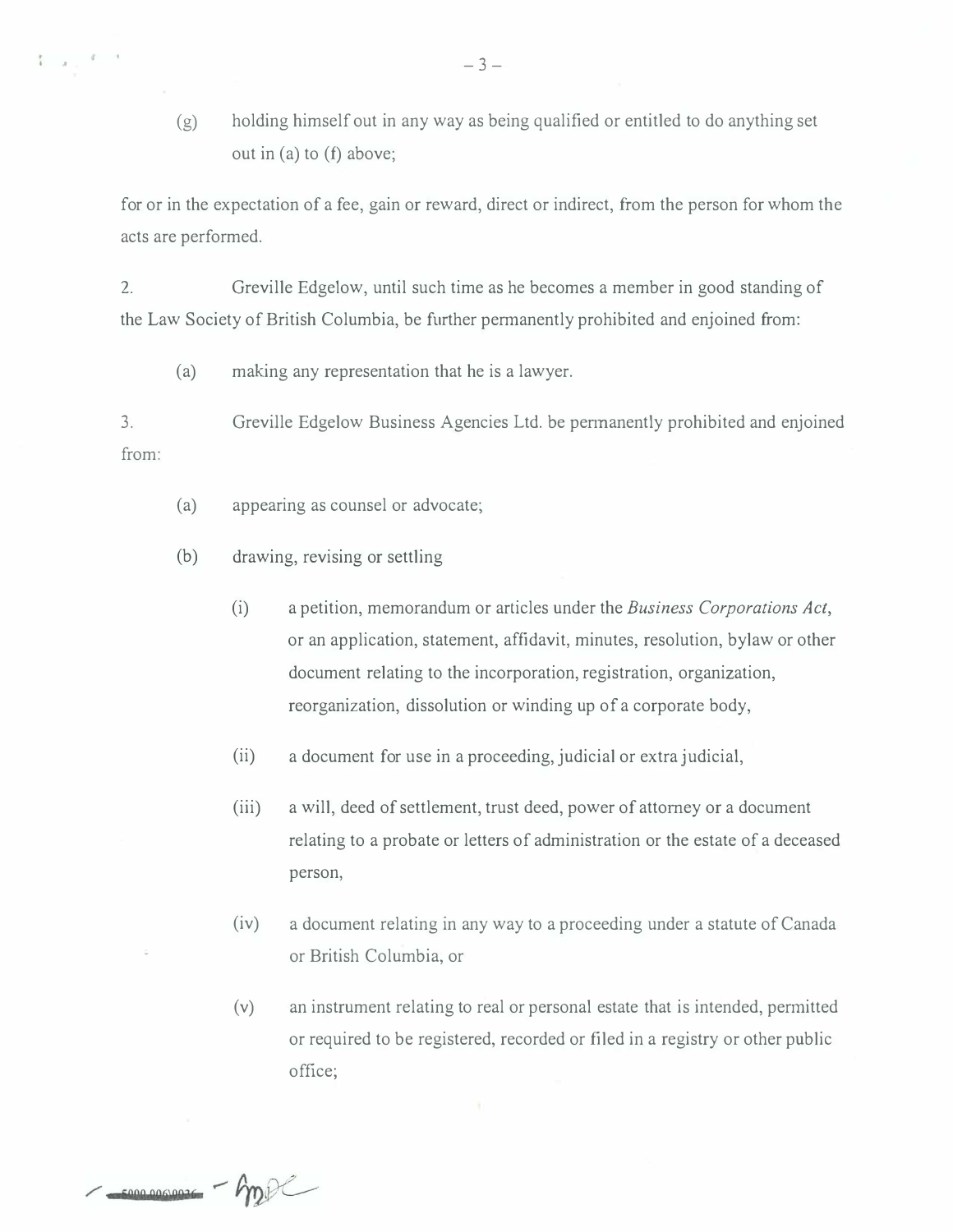(g) holding himself out in any way as being qualified or entitled to do anything set out in (a) to (f) above;

for or in the expectation of a fee, gain or reward, direct or indirect, from the person for whom the acts are performed.

2. Greville Edgelow, until such time as he becomes a member in good standing of the Law Society of British Columbia, be further permanently prohibited and enjoined from:

(a) making any representation that he is a lawyer.

3. Greville Edgelow Business Agencies Ltd. be permanently prohibited and enjoined from:

(a) appearing as counsel or advocate;

(b) drawing, revising or settling

(i) a petition, memorandum or articles under the *Business Corporations Act*, or an application, statement, affidavit, minutes, resolution, bylaw or other document relating to the incorporation, registration, organization, reorganization, dissolution or winding up of a corporate body,

(ii) a document for use in a proceeding, judicial or extra judicial,

(iii) a will, deed of settlement, trust deed, power of attorney or a document relating to a probate or letters of administration or the estate of a deceased person,

(iv) a document relating in any way to a proceeding under a statute of Canada or British Columbia, or

(v) an instrument relating to real or personal estate that is intended, permitted or required to be registered, recorded or filed in a registry or other public office;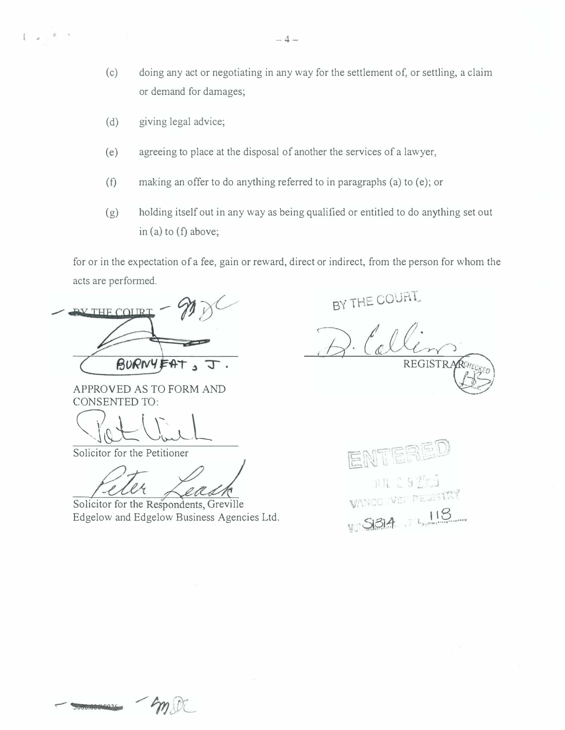(c) doing any act or negotiating in any way for the settlement of, or settling, a claim or demand for damages;

(d) giving legal advice;

(e) agreeing to place at the disposal of another the services of a lawyer,

(f) making an offer to do anything referred to in paragraphs (a) to (e); or

(g) holding itself out in any way as being qualified or entitled to do anything set out in (a) to (f) above;

for or in the expectation of a fee, gain or reward, direct or indirect, from the person for whom the acts are performed.

~~BY THE COURT~~

BURNYEAT, J.

APPROVED AS TO FORM AND CONSENTED TO:

Solicitor for the Petitioner

Solicitor for the Respondents, Greville Edgelow and Edgelow Business Agencies Ltd.

BY THE COURT

REGISTRAR

CHECKED

ENTERED

JUL 29 2003

VANCOUVER REGISTRY

VOL S1314 FOL 118